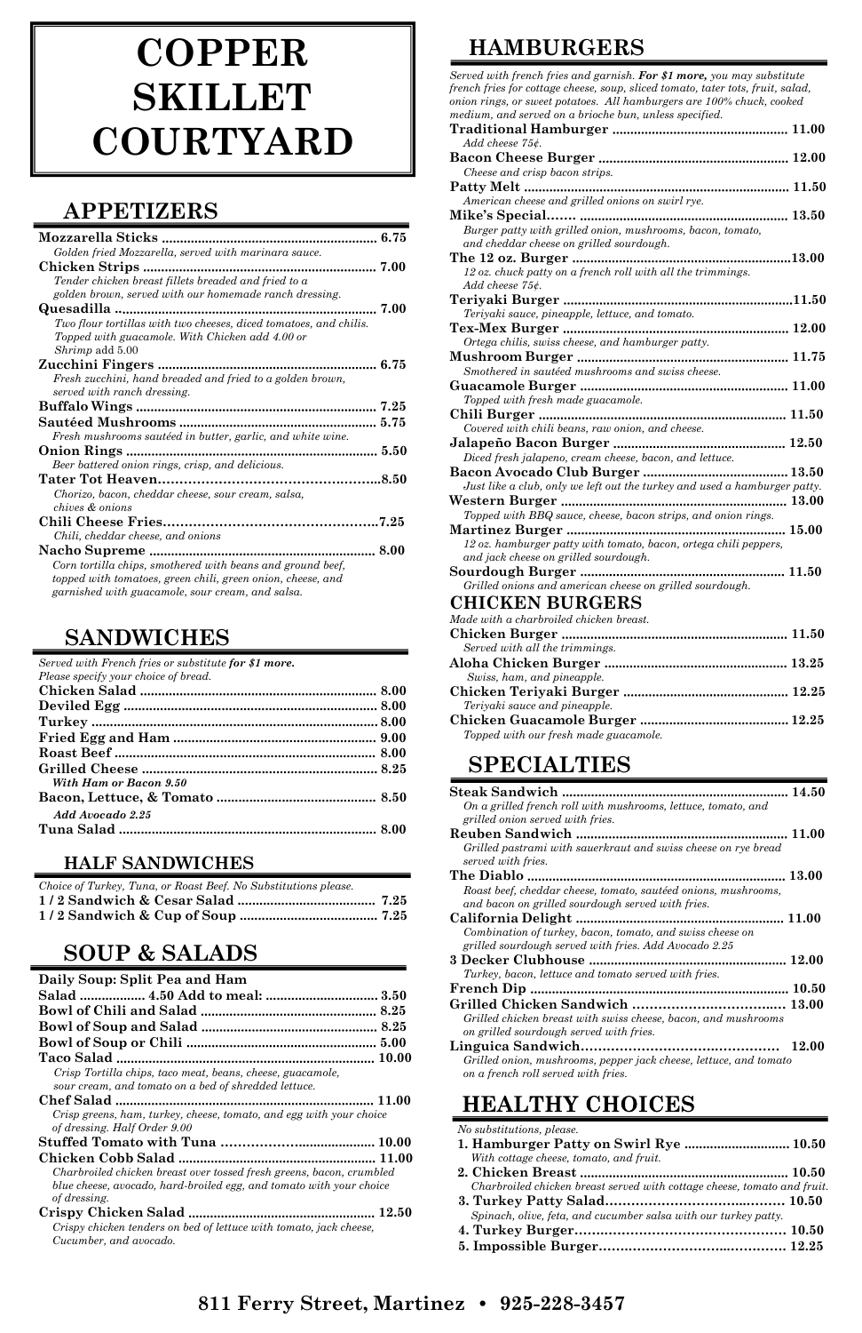# COPPER SKILLET COURTYARD

## APPETIZERS

**Mozzarella Sticks** ........................................................ **6.75**
*Golden fried Mozzarella, served with marinara sauce.*

**Chicken Strips** ........................................................ **7.00**
*Tender chicken breast fillets breaded and fried to a golden brown, served with our homemade ranch dressing.*

**Quesadilla** ........................................................ **7.00**
*Two flour tortillas with two cheeses, diced tomatoes, and chilis. Topped with guacamole. With Chicken add 4.00 or Shrimp add 5.00*

**Zucchini Fingers** ........................................................ **6.75**
*Fresh zucchini, hand breaded and fried to a golden brown, served with ranch dressing.*

**Buffalo Wings** ........................................................ **7.25**

**Sautéed Mushrooms** ........................................................ **5.75**
*Fresh mushrooms sautéed in butter, garlic, and white wine.*

**Onion Rings** ........................................................ **5.50**
*Beer battered onion rings, crisp, and delicious.*

**Tater Tot Heaven**........................................................**8.50**
*Chorizo, bacon, cheddar cheese, sour cream, salsa, chives & onions*

**Chili Cheese Fries**........................................................**7.25**
*Chili, cheddar cheese, and onions*

**Nacho Supreme** ........................................................ **8.00**
*Corn tortilla chips, smothered with beans and ground beef, topped with tomatoes, green chili, green onion, cheese, and garnished with guacamole, sour cream, and salsa.*

## SANDWICHES

*Served with French fries or substitute* ***for $1 more.***
*Please specify your choice of bread.*

**Chicken Salad** ........................................................ **8.00**
**Deviled Egg** ........................................................ **8.00**
**Turkey** ........................................................ **8.00**
**Fried Egg and Ham** ........................................................ **9.00**
**Roast Beef** ........................................................ **8.00**
**Grilled Cheese** ........................................................ **8.25**
***With Ham or Bacon 9.50***
**Bacon, Lettuce, & Tomato** ........................................................ **8.50**
***Add Avocado 2.25***
**Tuna Salad** ........................................................ **8.00**

### HALF SANDWICHES

*Choice of Turkey, Tuna, or Roast Beef. No Substitutions please.*

**1 / 2 Sandwich & Cesar Salad** ........................................ **7.25**
**1 / 2 Sandwich & Cup of Soup** ........................................ **7.25**

## SOUP & SALADS

**Daily Soup: Split Pea and Ham**
**Salad** .................. **4.50 Add to meal:** .................. **3.50**
**Bowl of Chili and Salad** ........................................ **8.25**
**Bowl of Soup and Salad** ........................................ **8.25**
**Bowl of Soup or Chili** ........................................ **5.00**
**Taco Salad** ........................................................ **10.00**
*Crisp Tortilla chips, taco meat, beans, cheese, guacamole, sour cream, and tomato on a bed of shredded lettuce.*

**Chef Salad** ........................................................ **11.00**
*Crisp greens, ham, turkey, cheese, tomato, and egg with your choice of dressing. Half Order 9.00*

**Stuffed Tomato with Tuna** ........................................ **10.00**
**Chicken Cobb Salad** ........................................ **11.00**
*Charbroiled chicken breast over tossed fresh greens, bacon, crumbled blue cheese, avocado, hard-broiled egg, and tomato with your choice of dressing.*

**Crispy Chicken Salad** ........................................ **12.50**
*Crispy chicken tenders on bed of lettuce with tomato, jack cheese, Cucumber, and avocado.*

## HAMBURGERS

*Served with french fries and garnish.* ***For $1 more,*** *you may substitute french fries for cottage cheese, soup, sliced tomato, tater tots, fruit, salad, onion rings, or sweet potatoes. All hamburgers are 100% chuck, cooked medium, and served on a brioche bun, unless specified.*

**Traditional Hamburger** ........................................ **11.00**
*Add cheese 75¢.*

**Bacon Cheese Burger** ........................................ **12.00**
*Cheese and crisp bacon strips.*

**Patty Melt** ........................................ **11.50**
*American cheese and grilled onions on swirl rye.*

**Mike's Special**....... ........................................ **13.50**
*Burger patty with grilled onion, mushrooms, bacon, tomato, and cheddar cheese on grilled sourdough.*

**The 12 oz. Burger** ........................................**13.00**
*12 oz. chuck patty on a french roll with all the trimmings. Add cheese 75¢.*

**Teriyaki Burger** ........................................**11.50**
*Teriyaki sauce, pineapple, lettuce, and tomato.*

**Tex-Mex Burger** ........................................ **12.00**
*Ortega chilis, swiss cheese, and hamburger patty.*

**Mushroom Burger** ........................................ **11.75**
*Smothered in sautéed mushrooms and swiss cheese.*

**Guacamole Burger** ........................................ **11.00**
*Topped with fresh made guacamole.*

**Chili Burger** ........................................ **11.50**
*Covered with chili beans, raw onion, and cheese.*

**Jalapeño Bacon Burger** ........................................ **12.50**
*Diced fresh jalapeno, cream cheese, bacon, and lettuce.*

**Bacon Avocado Club Burger** ........................................ **13.50**
*Just like a club, only we left out the turkey and used a hamburger patty.*

**Western Burger** ........................................ **13.00**
*Topped with BBQ sauce, cheese, bacon strips, and onion rings.*

**Martinez Burger** ........................................ **15.00**
*12 oz. hamburger patty with tomato, bacon, ortega chili peppers, and jack cheese on grilled sourdough.*

**Sourdough Burger** ........................................ **11.50**
*Grilled onions and american cheese on grilled sourdough.*

### CHICKEN BURGERS

*Made with a charbroiled chicken breast.*

**Chicken Burger** ........................................ **11.50**
*Served with all the trimmings.*

**Aloha Chicken Burger** ........................................ **13.25**
*Swiss, ham, and pineapple.*

**Chicken Teriyaki Burger** ........................................ **12.25**
*Teriyaki sauce and pineapple.*

**Chicken Guacamole Burger** ........................................ **12.25**
*Topped with our fresh made guacamole.*

## SPECIALTIES

**Steak Sandwich** ........................................ **14.50**
*On a grilled french roll with mushrooms, lettuce, tomato, and grilled onion served with fries.*

**Reuben Sandwich** ........................................ **11.00**
*Grilled pastrami with sauerkraut and swiss cheese on rye bread served with fries.*

**The Diablo** ........................................ **13.00**
*Roast beef, cheddar cheese, tomato, sautéed onions, mushrooms, and bacon on grilled sourdough served with fries.*

**California Delight** ........................................ **11.00**
*Combination of turkey, bacon, tomato, and swiss cheese on grilled sourdough served with fries. Add Avocado 2.25*

**3 Decker Clubhouse** ........................................ **12.00**
*Turkey, bacon, lettuce and tomato served with fries.*

**French Dip** ........................................ **10.50**

**Grilled Chicken Sandwich** ........................................ **13.00**
*Grilled chicken breast with swiss cheese, bacon, and mushrooms on grilled sourdough served with fries.*

**Linguica Sandwich**........................................ **12.00**
*Grilled onion, mushrooms, pepper jack cheese, lettuce, and tomato on a french roll served with fries.*

## HEALTHY CHOICES

*No substitutions, please.*

1. **Hamburger Patty on Swirl Rye** .................................. **10.50**
   *With cottage cheese, tomato, and fruit.*
2. **Chicken Breast** .................................. **10.50**
   *Charbroiled chicken breast served with cottage cheese, tomato and fruit.*
3. **Turkey Patty Salad**.................................. **10.50**
   *Spinach, olive, feta, and cucumber salsa with our turkey patty.*
4. **Turkey Burger**.................................. **10.50**
5. **Impossible Burger**.................................. **12.25**

**811 Ferry Street, Martinez • 925-228-3457**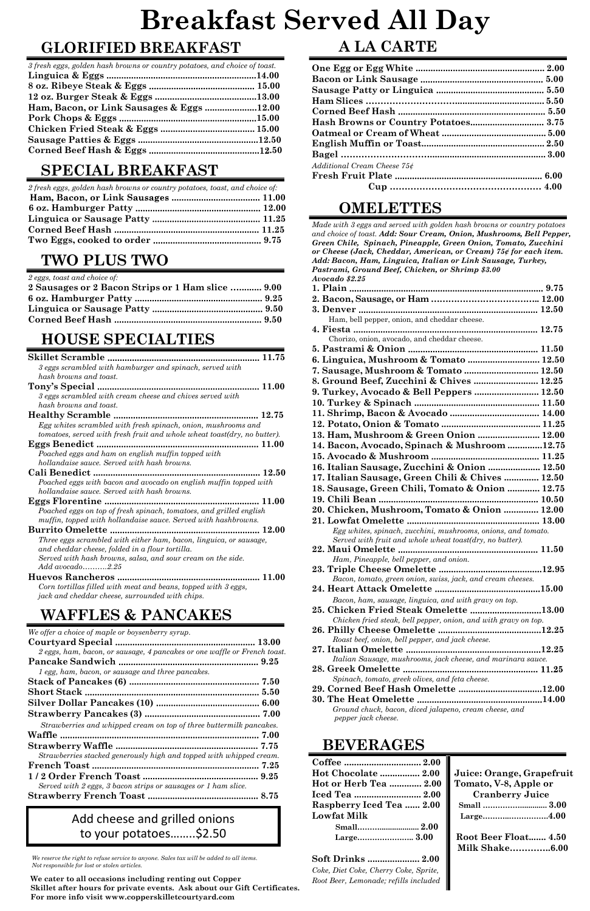# Breakfast Served All Day

## GLORIFIED BREAKFAST

*3 fresh eggs, golden hash browns or country potatoes, and choice of toast.*

**Linguica & Eggs** .......... 14.00
**8 oz. Ribeye Steak & Eggs** .......... 15.00
**12 oz. Burger Steak & Eggs** .......... 13.00
**Ham, Bacon, or Link Sausages & Eggs** .......... 12.00
**Pork Chops & Eggs** .......... 15.00
**Chicken Fried Steak & Eggs** .......... 15.00
**Sausage Patties & Eggs** .......... 12.50
**Corned Beef Hash & Eggs** .......... 12.50

## SPECIAL BREAKFAST

*2 fresh eggs, golden hash browns or country potatoes, toast, and choice of:*

**Ham, Bacon, or Link Sausages** .......... 11.00
**6 oz. Hamburger Patty** .......... 12.00
**Linguica or Sausage Patty** .......... 11.25
**Corned Beef Hash** .......... 11.25
**Two Eggs, cooked to order** .......... 9.75

## TWO PLUS TWO

*2 eggs, toast and choice of:*

**2 Sausages or 2 Bacon Strips or 1 Ham slice** .......... 9.00
**6 oz. Hamburger Patty** .......... 9.25
**Linguica or Sausage Patty** .......... 9.50
**Corned Beef Hash** .......... 9.50

## HOUSE SPECIALTIES

**Skillet Scramble** .......... 11.75
*3 eggs scrambled with hamburger and spinach, served with hash browns and toast.*

**Tony's Special** .......... 11.00
*3 eggs scrambled with cream cheese and chives served with hash browns and toast.*

**Healthy Scramble** .......... 12.75
*Egg whites scrambled with fresh spinach, onion, mushrooms and tomatoes, served with fresh fruit and whole wheat toast(dry, no butter).*

**Eggs Benedict** .......... 11.00
*Poached eggs and ham on english muffin topped with hollandaise sauce. Served with hash browns.*

**Cali Benedict** .......... 12.50
*Poached eggs with bacon and avocado on english muffin topped with hollandaise sauce. Served with hash browns.*

**Eggs Florentine** .......... 11.00
*Poached eggs on top of fresh spinach, tomatoes, and grilled english muffin, topped with hollandaise sauce. Served with hashbrowns.*

**Burrito Omelette** .......... 12.00
*Three eggs scrambled with either ham, bacon, linguica, or sausage, and cheddar cheese, folded in a flour tortilla. Served with hash browns, salsa, and sour cream on the side. Add avocado..........2.25*

**Huevos Rancheros** .......... 11.00
*Corn tortillas filled with meat and beans, topped with 3 eggs, jack and cheddar cheese, surrounded with chips.*

## WAFFLES & PANCAKES

*We offer a choice of maple or boysenberry syrup.*

**Courtyard Special** .......... 13.00
*2 eggs, ham, bacon, or sausage, 4 pancakes or one waffle or French toast.*

**Pancake Sandwich** .......... 9.25
*1 egg, ham, bacon, or sausage and three pancakes.*

**Stack of Pancakes (6)** .......... 7.50
**Short Stack** .......... 5.50
**Silver Dollar Pancakes (10)** .......... 6.00
**Strawberry Pancakes (3)** .......... 7.00
*Strawberries and whipped cream on top of three buttermilk pancakes.*

**Waffle** .......... 7.00
**Strawberry Waffle** .......... 7.75
*Strawberries stacked generously high and topped with whipped cream.*

**French Toast** .......... 7.25
**1 / 2 Order French Toast** .......... 9.25
*Served with 2 eggs, 3 bacon strips or sausages or 1 ham slice.*

**Strawberry French Toast** .......... 8.75

Add cheese and grilled onions to your potatoes........$2.50

## A LA CARTE

**One Egg or Egg White** .......... 2.00
**Bacon or Link Sausage** .......... 5.00
**Sausage Patty or Linguica** .......... 5.50
**Ham Slices** .......... 5.50
**Corned Beef Hash** .......... 5.50
**Hash Browns or Country Potatoes** .......... 3.75
**Oatmeal or Cream of Wheat** .......... 5.00
**English Muffin or Toast** .......... 2.50
**Bagel** .......... 3.00
*Additional Cream Cheese 75¢*
**Fresh Fruit Plate** .......... 6.00
**Cup** .......... 4.00

## OMELETTES

*Made with 3 eggs and served with golden hash browns or country potatoes and choice of toast.* ***Add: Sour Cream, Onion, Mushrooms, Bell Pepper, Green Chile, Spinach, Pineapple, Green Onion, Tomato, Zucchini or Cheese (Jack, Cheddar, American, or Cream) 75¢ for each item. Add: Bacon, Ham, Linguica, Italian or Link Sausage, Turkey, Pastrami, Ground Beef, Chicken, or Shrimp $3.00 Avocado $2.25***

1. **Plain** .......... 9.75
2. **Bacon, Sausage, or Ham** .......... 12.00
3. **Denver** .......... 12.50
   Ham, bell pepper, onion, and cheddar cheese.
4. **Fiesta** .......... 12.75
   Chorizo, onion, avocado, and cheddar cheese.
5. **Pastrami & Onion** .......... 11.50
6. **Linguica, Mushroom & Tomato** .......... 12.50
7. **Sausage, Mushroom & Tomato** .......... 12.50
8. **Ground Beef, Zucchini & Chives** .......... 12.25
9. **Turkey, Avocado & Bell Peppers** .......... 12.50
10. **Turkey & Spinach** .......... 11.50
11. **Shrimp, Bacon & Avocado** .......... 14.00
12. **Potato, Onion & Tomato** .......... 11.25
13. **Ham, Mushroom & Green Onion** .......... 12.00
14. **Bacon, Avocado, Spinach & Mushroom** .......... 12.75
15. **Avocado & Mushroom** .......... 11.25
16. **Italian Sausage, Zucchini & Onion** .......... 12.50
17. **Italian Sausage, Green Chili & Chives** .......... 12.50
18. **Sausage, Green Chili, Tomato & Onion** .......... 12.75
19. **Chili Bean** .......... 10.50
20. **Chicken, Mushroom, Tomato & Onion** .......... 12.00
21. **Lowfat Omelette** .......... 13.00
   *Egg whites, spinach, zucchini, mushrooms, onions, and tomato. Served with fruit and whole wheat toast(dry, no butter).*
22. **Maui Omelette** .......... 11.50
   *Ham, Pineapple, bell pepper, and onion.*
23. **Triple Cheese Omelette** .......... 12.95
   *Bacon, tomato, green onion, swiss, jack, and cream cheeses.*
24. **Heart Attack Omelette** .......... 15.00
   *Bacon, ham, sausage, linguica, and with gravy on top.*
25. **Chicken Fried Steak Omelette** .......... 13.00
   *Chicken fried steak, bell pepper, onion, and with gravy on top.*
26. **Philly Cheese Omelette** .......... 12.25
   *Roast beef, onion, bell pepper, and jack cheese.*
27. **Italian Omelette** .......... 12.25
   *Italian Sausage, mushrooms, jack cheese, and marinara sauce.*
28. **Greek Omelette** .......... 11.25
   *Spinach, tomato, greek olives, and feta cheese.*
29. **Corned Beef Hash Omelette** .......... 12.00
30. **The Heat Omelette** .......... 14.00
   *Ground chuck, bacon, diced jalapeno, cream cheese, and pepper jack cheese.*

## BEVERAGES

**Coffee** .......... 2.00
**Hot Chocolate** .......... 2.00
**Hot or Herb Tea** .......... 2.00
**Iced Tea** .......... 2.00
**Raspberry Iced Tea** .......... 2.00
**Lowfat Milk**
- **Small** .......... 2.00
- **Large** .......... 3.00

**Soft Drinks** .......... 2.00
*Coke, Diet Coke, Cherry Coke, Sprite, Root Beer, Lemonade; refills included*

**Juice: Orange, Grapefruit Tomato, V-8, Apple or Cranberry Juice**
- **Small** .......... 3.00
- **Large** .......... 4.00

**Root Beer Float** .......... 4.50
**Milk Shake** .......... 6.00

*We reserve the right to refuse service to anyone. Sales tax will be added to all items. Not responsible for lost or stolen articles.*

**We cater to all occasions including renting out Copper Skillet after hours for private events. Ask about our Gift Certificates. For more info visit www.copperskilletcourtyard.com**